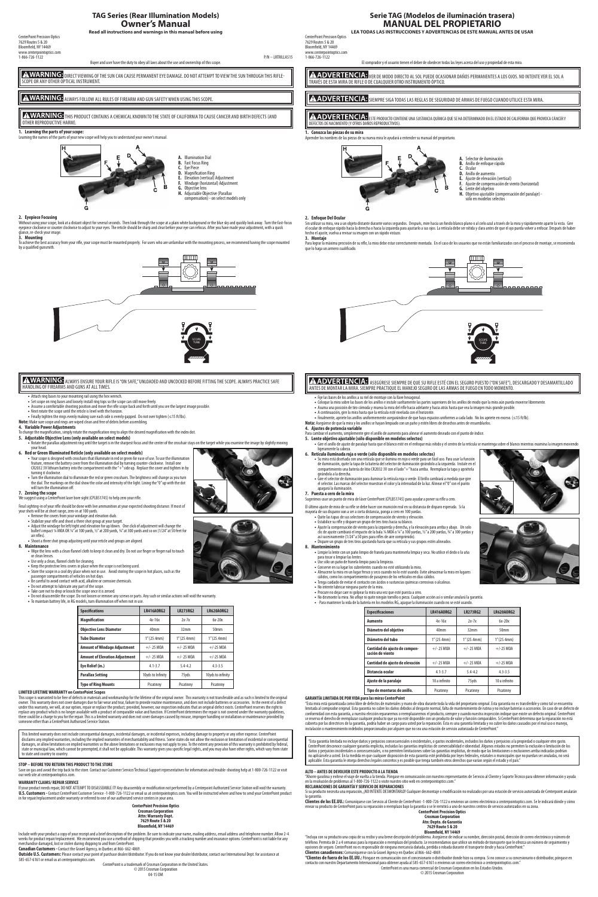# TAG Series (Rear Illumination Models)

# Owner's Manual

**Read all instructions and warnings in this manual before using**

CenterPoint Precision Optics
7629 Routes 5 & 20
Bloomfield, NY 14469
www.centerpointoptics.com
1-866-726-1122

P/N – LRTRILLAS15

Buyer and user have the duty to obey all laws about the use and ownership of this scope.

**⚠WARNING:** DIRECT VIEWING OF THE SUN CAN CAUSE PERMANENT EYE DAMAGE. DO NOT ATTEMPT TO VIEW THE SUN THROUGH THIS RIFLE-SCOPE OR ANY OTHER OPTICAL INSTRUMENT.

**⚠WARNING:** ALWAYS FOLLOW ALL RULES OF FIREARM AND GUN SAFETY WHEN USING THIS SCOPE.

**⚠WARNING:** THIS PRODUCT CONTAINS A CHEMICAL KNOWN TO THE STATE OF CALIFORNIA TO CAUSE CANCER AND BIRTH DEFECTS (AND OTHER REPRODUCTIVE HARM).

### 1. Learning the parts of your scope:

Learning the names of the parts of your new scope will help you understand your owner's manual.

- **A.** Illumination Dial
- **B.** Fast Focus Ring
- **C.** Eye Piece
- **D.** Magnification Ring
- **E.** Elevation (vertical) Adjustment
- **F.** Windage (horizontal) Adjustment
- **G.** Objective lens
- **H.** Adjustable Objective (Parallax compensation) - on select models only

### 2. Eyepiece Focusing

Without using your scope, look at a distant object for several seconds. Then look through the scope at a plain white background or the blue sky and quickly look away. Turn the fast-focus eyepiece clockwise or counter clockwise to adjust to your eyes. The reticle should be sharp and clear before your eye can refocus. After you have made your adjustment, with a quick glance, re-check your image.

### 3. Mounting

To achieve the best accuracy from your rifle, your scope must be mounted properly. For users who are unfamiliar with the mounting process, we recommend having the scope mounted by a qualified gunsmith.

SCOPE TUBE

**⚠WARNING:** ALWAYS ENSURE YOUR RIFLE IS "ON SAFE," UNLOADED AND UNCOCKED BEFORE FITTING THE SCOPE. ALWAYS PRACTICE SAFE HANDLING OF FIREARMS AND GUNS AT ALL TIMES.

- Attach ring bases to your mounting rail using the hex wrench.
- Set scope on ring bases and loosely install ring tops so the scope can still move freely.
- Assume a comfortable shooting position and move the rifle scope back and forth until you see the largest image possible.
- Next rotate the scope until the reticle is level with the horizon.
- Finally tighten the rings evenly making sure each side is evenly gapped. Do not over tighten (≤15 ft/lbs).

**Note:** Make sure scope and rings are wiped clean and free of debris before assembling.

### 4. Variable Power Adjustments

To change the magnification, simply rotate the magnification ring to align the desired magnification with the index dot.

### 5. Adjustable Objective Lens (only available on select models)

- Rotate the parallax adjustment ring until the target is in the sharpest focus and the center of the crosshair stays on the target while you examine the image by slightly moving your head.

### 6. Red or Green Illuminated Reticle (only available on select models)

- Your scope is designed with crosshairs that illuminate in red or green for ease of use. To use the illumination feature, remove the battery cover from the illumination dial by turning counter-clockwise. Install one CR2032 3V lithium battery into the compartment with the "+" side up. Replace the cover and tighten in by turning it clockwise.
- Turn the illumination dial to illuminate the red or green crosshairs. The brightness will change as you turn the dial. The markings on the dial show the color and intensity of the light. Lining the "0" up with the dot will turn the illumination off.

### 7. Zeroing the scope

We suggest using a CenterPoint laser bore sight (CPLBS174S) to help zero your rifle.

Final sighting-in of your rifle should be done with live ammunition at your expected shooting distance. If most of your shots will be at short range, zero-in at 100 yards.

- Remove the covers from your windage and elevation dials.
- Stabilize your rifle and shoot a three shot group at your target.
- Adjust the windage for left/right and elevation for up/down. One click of adjustment will change the bullet's impact ¼ MOA OR ¼" at 100 yards, ½" at 200 yards, ¾" at 300 yards and so on (1/24" at 50 feet for air rifles).
- Shoot a three shot group adjusting until your reticle and groups are aligned.

### 8. Maintenance

- Wipe the lens with a clean flannel cloth to keep it clean and dry. Do not use finger or finger nail to touch or clean lenses.
- Use only a clean, flannel cloth for cleaning.
- Keep the protective lens covers in place when the scope is not being used.
- Store the scope in a cool dry place when not in use. Avoid storing the scope in hot places, such as the passenger compartments of vehicles on hot days.
- Be careful to avoid contact with acid, alkaline or corrosive chemicals.
- Do not attempt to lubricate any part of the scope.
- Take care not to drop or knock the scope once it is zeroed.
- Do not disassemble the scope. Do not loosen or remove any screws or parts. Any such or similar actions will void the warranty.
- To maintain battery life, in RG models, turn illumination off when not in use.

| Specifications | LR416AORG2 | LR273RG2 | LR620AORG2 |
|---|---|---|---|
| Magnification | 4x-16x | 2x-7x | 6x-20x |
| Objective Lens Diameter | 40mm | 32mm | 50mm |
| Tube Diameter | 1" (25.4mm) | 1" (25.4mm) | 1" (25.4mm) |
| Amount of Windage Adjustment | +/- 25 MOA | +/- 25 MOA | +/-25 MOA |
| Amount of Elevation Adjustment | +/- 25 MOA | +/- 25 MOA | +/-25 MOA |
| Eye Relief (in.) | 4.1-3.7 | 5.4-4.2 | 4.3-3.5 |
| Parallax Setting | 10yds to Infinity | 75yds | 10yds to infinity |
| Type of Ring Mounts | Picatinny | Picatinny | Picatinny |

**LIMITED LIFETIME WARRANTY on CenterPoint Scopes**

This scope is warranted to be free of defects in materials and workmanship for the lifetime of the original owner. This warranty is not transferable and as such is limited to the original owner. This warranty does not cover damages due to fair wear and tear, failure to provide routine maintenance, and does not include batteries or accessories. In the event of a defect under this warranty, we will, at our option, repair or replace the product; provided, however, our inspection indicates that an original defect exists. CenterPoint reserves the right to replace any product which is no longer available with a product of comparable value and function. If CenterPoint determines the repair is not covered under the warranty guidelines, there could be a charge to you for the repair. This is a limited warranty and does not cover damages caused by misuse, improper handling or installation or maintenance provided by someone other than a CenterPoint Authorized Service Station.

This limited warranty does not include consequential damages, incidental damages, or incidental expenses, including damage to property or any other expense. CenterPoint disclaims any implied warranties, including the implied warranties of merchantability and fitness. Some states do not allow the exclusion or limitation of incidental or consequential damages, or allow limitations on implied warranties so the above limitations or exclusions may not apply to you. To the extent any provision of this warranty is prohibited by federal, state or municipal law, which cannot be preempted, it shall not be applicable. This warranty gives you specific legal rights, and you may also have other rights, which vary from state to state and country to country.

**STOP – BEFORE YOU RETURN THIS PRODUCT TO THE STORE**

Save on gas and avoid the trip back to the store. Contact our Customer Service/Technical Support representatives for information and trouble-shooting help at 1-800-726-1122 or visit our web site at centerpointoptics.com.

**WARRANTY CLAIMS/ REPAIR SERVICE**

If your product needs repair, DO NOT ATTEMPT TO DISASSEMBLE IT! Any disassembly or modification not performed by a Centerpoint Authorized Service Station will void the warranty.
**U.S. Customers -** Contact CenterPoint Customer Service -1-800-726-1122 or email us at centerpointoptics.com. You will be instructed where and how to send your CenterPoint product in for repair/replacement under warranty or referred to one of our authorized service centers in your area.

**CenterPoint Precision Optics**
**Crosman Corporation**
**Attn: Warranty Dept.**
**7629 Route 5 & 20**
**Bloomfield, NY 14469**

Include with your product a copy of your receipt and a brief description of the problem. Be sure to indicate your name, mailing address, email address and telephone number. Allow 2-4 weeks for product repair/replacement. We recommend you use a method of shipping that provides you with a tracking number and insurance options. CenterPoint is not liable for any merchandise damaged, lost or stolen during shipping to and from CenterPoint.
**Canadian Customers -** Contact the Gravel Agency, in Quebec at 866- 662- 4869.
**Outside U.S. Customers:** Please contact your point of purchase dealer/distributor. If you do not know your dealer/distributor, contact our International Dept. for assistance at 585-657-6161 or email us at centerpointoptics.com.

CenterPoint is a trademark of Crosman Corporation in the United States.
© 2015 Crosman Corporation
04-15 OM

# Serie TAG (Modelos de iluminación trasera)

# MANUAL DEL PROPIETARIO

**LEA TODAS LAS INSTRUCCIONES Y ADVERTENCIAS DE ESTE MANUAL ANTES DE USAR**

CenterPoint Precision Optics
7629 Routes 5 & 20
Bloomfield, NY 14469
www.centerpointoptics.com
1-866-726-1122

El comprador y el usuario tienen el deber de obedecer todas las leyes acerca del uso y propiedad de esta mira.

**⚠ADVERTENCIA:** VER DE MODO DIRECTO AL SOL PUEDE OCASIONAR DAÑOS PERMANENTES A LOS OJOS. NO INTENTE VER EL SOL A TRAVÉS DE ESTA MIRA DE RIFLE O DE CUALQUIER OTRO INSTRUMENTO ÓPTICO.

**⚠ADVERTENCIA:** SIEMPRE SIGA TODAS LAS REGLAS DE SEGURIDAD DE ARMAS DE FUEGO CUANDO UTILICE ESTA MIRA.

**⚠ADVERTENCIA:** ESTE PRODUCTO CONTIENE UNA SUSTANCIA QUÍMICA QUE SE HA DETERMINADO EN EL ESTADO DE CALIFORNIA QUE PROVOCA CÁNCER Y DEFECTOS DE NACIMIENTO (Y OTROS DAÑOS REPRODUCTIVOS).

### 1. Conozca las piezas de su mira

Aprender los nombres de las piezas de su nueva mira le ayudará a entender su manual del propietario.

- **A.** Selector de iluminación
- **B.** Anillo de enfoque rápido
- **C.** Ocular
- **D.** Anillo de aumento
- **E.** Ajuste de elevación (vertical)
- **F.** Ajuste de compensación de viento (horizontal)
- **G.** Lente del objetivo
- **H.** Objetivo ajustable (compensación del paralaje) - sólo en modelos selectos

### 2. Enfoque Del Ocular

Sin utilizar su mira, vea a un objeto distante durante varios segundos. Después, mire hacia un fondo blanco plano o al cielo azul a través de la mira y rápidamente aparte la vista. Gire el ocular de enfoque rápido hacia la derecha o hacia la izquierda para ajustarlo a sus ojos. La retícula debe ser nítida y clara antes de que el ojo pueda volver a enfocar. Después de haber hecho el ajuste, vuelva a revisar su imagen con un rápido vistazo.

### 3. Montaje

Para lograr la máxima precisión de su rifle, la mira debe estar correctamente montada. En el caso de los usuarios que no están familiarizados con el proceso de montaje, se recomienda que lo haga un armero cualificado.

SCOPE TUBE

**⚠ADVERTENCIA:** ASEGÚRESE SIEMPRE DE QUE SU RIFLE ESTÉ CON EL SEGURO PUESTO ("ON SAFE"), DESCARGADO Y DESAMARTILLADO ANTES DE MONTAR LA MIRA. SIEMPRE PRACTIQUE EL MANEJO SEGURO DE LAS ARMAS DE FUEGO EN TODO MOMENTO.

- Fije las bases de los anillos a su riel de montaje con la llave hexagonal.
- Coloque la mira sobre las bases de los anillos e instale sueltamente las partes superiores de los anillos de modo que la mira aún pueda moverse libremente.
- Asuma una posición de tiro cómoda y mueva la mira del rifle hacia adelante y hacia atrás hasta que vea la imagen más grande posible.
- A continuación, gire la mira hasta que la retícula esté nivelada con el horizonte.
- Finalmente, apriete los anillos uniformemente asegurándose de que haya espacios uniformes a cada lado. No los apriete en exceso. (≤15 ft/lb).

**Nota:** Asegúrese de que la mira y los anillos se hayan limpiado con un paño y estén libres de desechos antes de ensamblarlos.

### 4. Ajustes de potencia variable

Para cambiar el aumento, simplemente gire el anillo de aumento para alinear el aumento deseado con el punto de índice.

### 5. Lente objetivo ajustable (sólo disponible en modelos selectos)

- Gire el anillo de ajuste de paralaje hasta que el blanco esté en el enfoque más nítido y el centro de la retícula se mantenga sobre el blanco mientras examina la imagen moviendo ligeramente la cabeza.

### 6. Retícula iluminada roja o verde (sólo disponible en modelos selectos)

- Su mira está diseñada con una retícula que se ilumina en rojo o verde para un fácil uso. Para usar la función de iluminación, quite la tapa de la batería del selector de iluminación girándolo a la izquierda. Instale en el compartimento una batería de litio CR2032 3V con el lado "+" hacia arriba. Reemplace la tapa y apriétela girándola a la derecha.
- Gire el selector de iluminación para iluminar la retícula roja o verde. El brillo cambiará a medida que gire el selector. Las marcas del selector muestran el color y la intensidad de la luz. Alinear el "0" con el punto apagará la iluminación.

### 7. Puesta a cero de la mira

Sugerimos usar un punto de mira de láser CenterPoint (CPLBS174S) para ayudar a poner su rifle a cero.

El último ajuste de mira de su rifle se debe hacer con munición real en su distancia de disparo esperada. Si la mayoría de sus disparos van a ser a corta distancia, ponga a cero en 100 yardas.

- Quite las tapas de sus selectores de compensación de viento y elevación.
- Estabilice su rifle y dispare un grupo de tres tiros hacia su blanco.
- Ajuste la compensación de viento para la izquierda y derecha, y la elevación para arriba y abajo. Un solo clic de ajuste cambiará el impacto de la bala ¼ MOA o ¼" a 100 yardas, ½" a 200 yardas, ¾" a 300 yardas y así sucesivamente (1/24" a 50 pies para rifles de aire comprimido).
- Dispare un grupo de tres tiros ajustando hasta que su retícula y sus grupos estén alineados.

### 8. Mantenimiento

- Limpie la lente con un paño limpio de franela para mantenerla limpia y seca. No utilice el dedo o la uña para tocar o limpiar las lentes.
- Use sólo un paño de franela limpio para la limpieza.
- Conserve en su lugar los cubrelentes cuando no esté utilizando la mira.
- Almacene la mira en un lugar fresco y seco cuando no lo esté usando. Evite almacenar la mira en lugares cálidos, como los compartimentos de pasajeros de los vehículos en días cálidos.
- Tenga cuidado de evitar el contacto con ácidos o sustancias químicas corrosivas o alcalinas.
- No intente lubricar ninguna parte de la mira.
- Procure no dejar caer ni golpear la mira una vez que esté puesta a cero.
- No desmonte la mira. No afloje ni quite ningún tornillo o pieza. Cualquier acción así o similar anulará la garantía.
- Para mantener la vida de la batería en los modelos RG, apague la iluminación cuando no se esté usando.

| Especificaciones | LR416AORG2 | LR273RG2 | LR620AORG2 |
|---|---|---|---|
| Aumento | 4x-16x | 2x-7x | 6x-20x |
| Diámetro del objetivo | 40mm | 32mm | 50mm |
| Diámetro del tubo | 1" (25.4mm) | 1" (25.4mm) | 1" (25.4mm) |
| Cantidad de ajuste de compensación de viento | +/- 25 MOA | +/- 25 MOA | +/-25 MOA |
| Cantidad de ajuste de elevación | +/- 25 MOA | +/- 25 MOA | +/-25 MOA |
| Distancia ocular | 4.1-3.7 | 5.4-4.2 | 4.3-3.5 |
| Ajuste de la paralaje | 10 a infinito | 75yds | 10 a infinito |
| Tipo de monturas de anillo. | Picatinny | Picatinny | Picatinny |

**GARANTÍA LIMITADA DE POR VIDA para las miras CenterPoint**

"Esta mira está garantizada como libre de defectos de materiales y mano de obra durante toda la vida del propietario original. Esta garantía no es transferible y como tal se encuentra limitada al comprador original. Esta garantía no cubre los daños debido al desgaste normal, falla de mantenimiento de rutina y no incluye baterías o accesorios. En caso de un defecto de conformidad con esta garantía, a nuestra elección repararemos o reemplazaremos el producto, siempre y cuando nuestra inspección indique que existe un defecto original. CenterPoint se reserva el derecho de reemplazar cualquier producto que ya no esté disponible con un producto de valor y función compatibles. Si CenterPoint determina que la reparación no está cubierta por las directrices de la garantía, podría haber un cargo para usted por la reparación. Esta es una garantía limitada y no cubre los daños causados por el mal uso o maneja, instalación o mantenimiento indebidos proporcionados por alguien que no sea una estación de servicio autorizada de CenterPoint."

"Esta garantía limitada no incluye daños y perjuicios consecuenciales o incidentales, o gastos incidentales, incluyendo los daños y perjuicios a la propiedad o cualquier otro gasto. CenterPoint desconoce cualquier garantía implícita, incluidas las garantías implícitas de comerciabilidad e idoneidad. Algunos estados no permiten la exclusión o limitación de los daños y perjuicios incidentales o consecuenciales, o no permiten limitaciones sobre las garantías implícitas, de modo que las limitaciones o exclusiones antes indicadas podrían no aplicársele a usted. En la medida en que cualquier disposición de esta garantía esté prohibida por leyes federales, estatales o municipales que no pueden ser anuladas, no será aplicable. Esta garantía le otorga derechos legales concretos y es posible que tenga también otros derechos que varían según el estado y el país."

**ALTO – ANTES DE DEVOLVER ESTE PRODUCTO A LA TIENDA**

"Ahorre gasolina y evítese el viaje de vuelta a la tienda. Póngase en comunicación con nuestros representantes de Servicio al Cliente y Soporte Técnico para obtener información y ayuda en la resolución de problemas al 1-800-726-1122 o visite nuestro sitio web en centerpointoptics.com."

**RECLAMACIONES DE GARANTÍA Y SERVICIO DE REPARACIONES**

Si su producto necesita una reparación, ¡NO INTENTE DESMONTARLO! Cualquier desmontaje o modificación no realizados por una estación de servicio autorizada de Centerpoint anularán la garantía.

**Clientes de los EE.UU.:** Comuníquese con Servicio al Cliente de CenterPoint -1-800-726-1122 o envíenos un correo electrónico a centerpointoptics.com. Se le indicará dónde y cómo enviar su producto de CenterPoint para su reparación o reemplazo bajo la garantía o se le remitirá a uno de nuestros centros de servicio autorizados en su zona.

**CenterPoint Precision Optics**
**Crosman Corporation**
**Atn: Depto. de Garantía**
**7629 Route 5 & 20**
**Bloomfield, NY 14469**

"Incluya con su producto una copia de su recibo y una breve descripción del problema. Asegúrese de indicar su nombre, dirección postal, dirección de correo electrónico y número de teléfono. Permita de 2 a 4 semanas para la reparación o reemplazo del producto. Le recomendamos que utilice un método de transporte que le ofrezca un número de seguimiento y opciones de seguro. CenterPoint no es responsable de ninguna mercancía dañada, perdida o robada durante el transporte desde y hacia CenterPoint."

**Clientes canadienses:** Comuníquense con la Gravel Agency en Quebec al 866-662-4869.

**"Clientes de fuera de los EE.UU.:** Póngase en comunicación con el concesionario o distribuidor donde hizo su compra. Si no conoce a su concesionario o distribuidor, póngase en contacto con nuestro Departamento Internacional para obtener ayuda al 585-657-6161 o envíenos un correo electrónico a centerpointoptics.com."

CenterPoint es una marca comercial de Crosman Corporation en los Estados Unidos.
© 2015 Crosman Corporation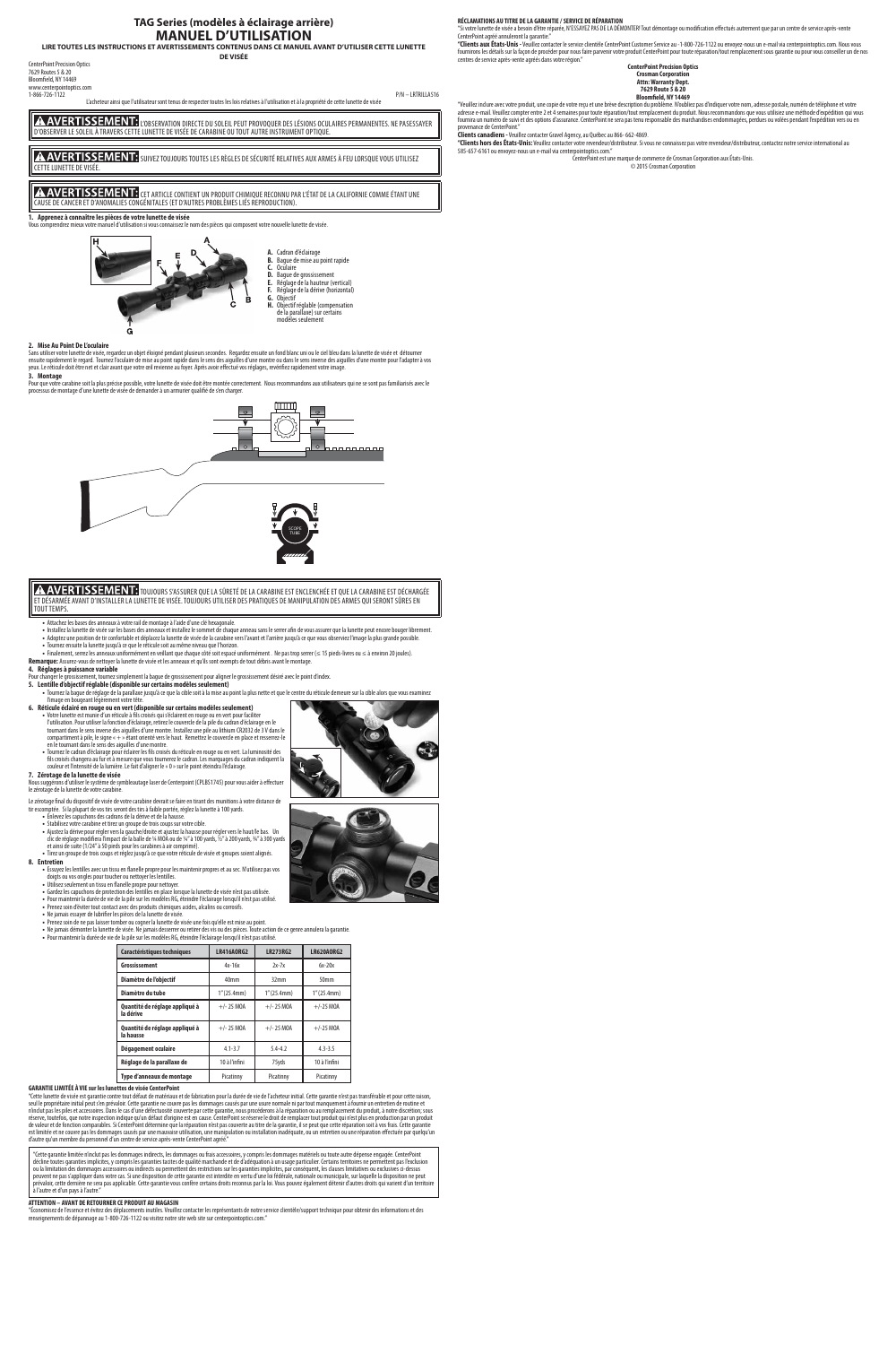# TAG Series (modèles à éclairage arrière)
# MANUEL D'UTILISATION

**LIRE TOUTES LES INSTRUCTIONS ET AVERTISSEMENTS CONTENUS DANS CE MANUEL AVANT D'UTILISER CETTE LUNETTE DE VISÉE**

CenterPoint Precision Optics
7629 Routes 5 & 20
Bloomfield, NY 14469
www.centerpointoptics.com
1-866-726-1122

P/N – LRTRILLAS16

L'acheteur ainsi que l'utilisateur sont tenus de respecter toutes les lois relatives à l'utilisation et à la propriété de cette lunette de visée

**⚠ AVERTISSEMENT:** L'OBSERVATION DIRECTE DU SOLEIL PEUT PROVOQUER DES LÉSIONS OCULAIRES PERMANENTES. NE PASESSAYER D'OBSERVER LE SOLEIL À TRAVERS CETTE LUNETTE DE VISÉE DE CARABINE OU TOUT AUTRE INSTRUMENT OPTIQUE.

**⚠ AVERTISSEMENT:** SUIVEZ TOUJOURS TOUTES LES RÈGLES DE SÉCURITÉ RELATIVES AUX ARMES À FEU LORSQUE VOUS UTILISEZ CETTE LUNETTE DE VISÉE.

**⚠ AVERTISSEMENT:** CET ARTICLE CONTIENT UN PRODUIT CHIMIQUE RECONNU PAR L'ÉTAT DE LA CALIFORNIE COMME ÉTANT UNE CAUSE DE CANCER ET D'ANOMALIES CONGÉNITALES (ET D'AUTRES PROBLÈMES LIÉS REPRODUCTION).

## 1. Apprenez à connaître les pièces de votre lunette de visée

Vous comprendrez mieux votre manuel d'utilisation si vous connaissez le nom des pièces qui composent votre nouvelle lunette de visée.

H, E, D, A, F, C, B, G

- **A.** Cadran d'éclairage
- **B.** Bague de mise au point rapide
- **C.** Oculaire
- **D.** Bague de grossissement
- **E.** Réglage de la hauteur (vertical)
- **F.** Réglage de la dérive (horizontal)
- **G.** Objectif
- **H.** Objectif réglable (compensation de la parallaxe) sur certains modèles seulement

## 2. Mise Au Point De L'oculaire

Sans utiliser votre lunette de visée, regardez un objet éloigné pendant plusieurs secondes. Regardez ensuite un fond blanc uni ou le ciel bleu dans la lunette de visée et détourner ensuite rapidement le regard. Tournez l'oculaire de mise au point rapide dans le sens des aiguilles d'une montre ou dans le sens inverse des aiguilles d'une montre pour l'adapter à vos yeux. Le réticule doit être net et clair avant que votre œil revienne au foyer. Après avoir effectué vos réglages, revérifiez rapidement votre image.

## 3. Montage

Pour que votre carabine soit la plus précise possible, votre lunette de visée doit être montée correctement. Nous recommandons aux utilisateurs qui ne se sont pas familiarisés avec le processus de montage d'une lunette de visée de demander à un armurier qualifié de s'en charger.

SCOPE TUBE

**⚠ AVERTISSEMENT:** TOUJOURS S'ASSURER QUE LA SÛRETÉ DE LA CARABINE EST ENCLENCHÉE ET QUE LA CARABINE EST DÉCHARGÉE ET DÉSARMÉE AVANT D'INSTALLER LA LUNETTE DE VISÉE. TOUJOURS UTILISER DES PRATIQUES DE MANIPULATION DES ARMES QUI SERONT SÛRES EN TOUT TEMPS.

- Attachez les bases des anneaux à votre rail de montage à l'aide d'une clé hexagonale.
- Installez la lunette de visée sur les bases des anneaux et installez le sommet de chaque anneau sans le serrer afin de vous assurer que la lunette peut encore bouger librement.
- Adoptez une position de tir confortable et déplacez la lunette de visée de la carabine vers l'avant et l'arrière jusqu'à ce que vous observiez l'image la plus grande possible.
- Tournez ensuite la lunette jusqu'à ce que le réticule soit au même niveau que l'horizon.
- Finalement, serrez les anneaux uniformément en veillant que chaque côté soit espacé uniformément . Ne pas trop serrer (≤ 15 pieds-livres ou ≤ à environ 20 joules).

**Remarque:** Assurez-vous de nettoyer la lunette de visée et les anneaux et qu'ils sont exempts de tout débris avant le montage.

## 4. Réglages à puissance variable

Pour changer le grossissement, tournez simplement la bague de grossissement pour aligner le grossissement désiré avec le point d'index.

## 5. Lentille d'objectif réglable (disponible sur certains modèles seulement)

- Tournez la bague de réglage de la parallaxe jusqu'à ce que la cible soit à la mise au point la plus nette et que le centre du réticule demeure sur la cible alors que vous examinez l'image en bougeant légèrement votre tête.

## 6. Réticule éclairé en rouge ou en vert (disponible sur certains modèles seulement)

- Votre lunette est munie d'un réticule à fils croisés qui s'éclairent en rouge ou en vert pour faciliter l'utilisation. Pour utiliser la fonction d'éclairage, retirez le couvercle de la pile du cadran d'éclairage en le tournant dans le sens inverse des aiguilles d'une montre. Installez une pile au lithium CR2032 de 3 V dans le compartiment à pile, le signe « + » étant orienté vers le haut. Remettez le couvercle en place et resserrez-le en le tournant dans le sens des aiguilles d'une montre.
- Tournez le cadran d'éclairage pour éclairer les fils croisés du réticule en rouge ou en vert. La luminosité des fils croisés changera au fur et à mesure que vous tournerez le cadran. Les marquages du cadran indiquent la couleur et l'intensité de la lumière. Le fait d'aligner le « 0 » sur le point éteindra l'éclairage.

## 7. Zérotage de la lunette de visée

Nous suggérons d'utiliser le système de symbleautage laser de Centerpoint (CPLBS1745) pour vous aider à effectuer le zérotage de la lunette de votre carabine.

Le zérotage final du dispositif de visée de votre carabine devrait se faire en tirant des munitions à votre distance de tir escomptée. Si la plupart de vos tirs seront des tirs à faible portée, réglez la lunette à 100 yards.

- Enlevez les capuchons des cadrans de la dérive et de la hausse.
- Stabilisez votre carabine et tirez un groupe de trois coups sur votre cible.
- Ajustez la dérive pour régler vers la gauche/droite et ajustez la hausse pour régler vers le haut/le bas. Un clic de réglage modifiera l'impact de la balle de ¼ MOA ou de ¼" à 100 yards, ½" à 200 yards, ¾" à 300 yards et ainsi de suite (1/24" à 50 pieds pour les carabines à air comprimé).
- Tirez un groupe de trois coups et réglez jusqu'à ce que votre réticule de visée et groupes soient alignés.

## 8. Entretien

- Essuyez les lentilles avec un tissu en flanelle propre pour les maintenir propres et au sec. N'utilisez pas vos doigts ou vos ongles pour toucher ou nettoyer les lentilles.
- Utilisez seulement un tissu en flanelle propre pour nettoyer.
- Gardez les capuchons de protection des lentilles en place lorsque la lunette de visée n'est pas utilisée.
- Pour maintenir la durée de vie de la pile sur les modèles RG, éteindre l'éclairage lorsqu'il n'est pas utilisé.
- Prenez soin d'éviter tout contact avec des produits chimiques acides, alcalins ou corrosifs.
- Ne jamais essayer de lubrifier les pièces de la lunette de visée.
- Prenez soin de ne pas laisser tomber ou cogner la lunette de visée une fois qu'elle est mise au point.
- Ne jamais démonter la lunette de visée. Ne jamais desserrer ou retirer des vis ou des pièces. Toute action de ce genre annulera la garantie.
- Pour maintenir la durée de vie de la pile sur les modèles RG, éteindre l'éclairage lorsqu'il n'est pas utilisé.

| Caractéristiques techniques | LR416AORG2 | LR273RG2 | LR620AORG2 |
|---|---|---|---|
| Grossissement | 4x-16x | 2x-7x | 6x-20x |
| Diamètre de l'objectif | 40mm | 32mm | 50mm |
| Diamètre du tube | 1" (25.4mm) | 1" (25.4mm) | 1" (25.4mm) |
| Quantité de réglage appliqué à la dérive | +/- 25 MOA | +/- 25 MOA | +/-25 MOA |
| Quantité de réglage appliqué à la hausse | +/- 25 MOA | +/- 25 MOA | +/-25 MOA |
| Dégagement oculaire | 4.1-3.7 | 5.4-4.2 | 4.3-3.5 |
| Réglage de la parallaxe de | 10 à l'infini | 75yds | 10 à l'infini |
| Type d'anneaux de montage | Picatinny | Picatinny | Picatinny |

### GARANTIE LIMITÉE À VIE sur les lunettes de visée CenterPoint

"Cette lunette de visée est garantie contre tout défaut de matériaux et de fabrication pour la durée de vie de l'acheteur initial. Cette garantie n'est pas transférable et pour cette raison, seul le propriétaire initial peut s'en prévaloir. Cette garantie ne couvre pas les dommages causés par une usure normale ni par tout manquement à fournir un entretien de routine et n'inclut pas les piles et accessoires. Dans le cas d'une défectuosité couverte par cette garantie, nous procéderons à la réparation ou au remplacement du produit, à notre discrétion; sous réserve, toutefois, que notre inspection indique qu'un défaut d'origine est en cause. CenterPoint se réserve le droit de remplacer tout produit qui n'est plus en production par un produit de valeur et de fonction comparables. Si CenterPoint détermine que la réparation n'est pas couverte au titre de la garantie, il se peut que cette réparation soit à vos frais. Cette garantie est limitée et ne couvre pas les dommages causés par une mauvaise utilisation, une manipulation ou installation inadéquate, ou un entretien ou une réparation effectuée par quelqu'un d'autre qu'un membre du personnel d'un centre de service après-vente CenterPoint agréé."

"Cette garantie limitée n'inclut pas les dommages indirects, les dommages ou frais accessoires, y compris les dommages matériels ou toute autre dépense engagée. CenterPoint décline toutes garanties implicites, y compris les garanties tacites de qualité marchande et de d'adéquation à un usage particulier. Certains territoires ne permettent pas l'exclusion ou la limitation des dommages accessoires ou indirects ou permettent des restrictions sur les garanties implicites, par conséquent, les clauses limitatives ou exclusives ci-dessus peuvent ne pas s'appliquer dans votre cas. Si une disposition de cette garantie est interdite en vertu d'une loi fédérale, nationale ou municipale, sur laquelle la disposition ne peut prévaloir, cette dernière ne sera pas applicable. Cette garantie vous confère certains droits reconnus par la loi. Vous pouvez également détenir d'autres droits qui varient d'un territoire à l'autre et d'un pays à l'autre."

### ATTENTION – AVANT DE RETOURNER CE PRODUIT AU MAGASIN

"Économisez de l'essence et évitez des déplacements inutiles. Veuillez contacter les représentants de notre service clientèle/support technique pour obtenir des informations et des renseignements de dépannage au 1-800-726-1122 ou visitez notre site web site sur centerpointoptics.com."

### RÉCLAMATIONS AU TITRE DE LA GARANTIE / SERVICE DE RÉPARATION

"Si votre lunette de visée a besoin d'être réparée, N'ESSAYEZ PAS DE LA DÉMONTER! Tout démontage ou modification effectués autrement que par un centre de service après-vente CenterPoint agréé annuleront la garantie."

**"Clients aux États-Unis -** Veuillez contacter le service clientèle CenterPoint Customer Service au -1-800-726-1122 ou envoyez-nous un e-mail via centerpointoptics.com. Nous vous fournirons les détails sur la façon de procéder pour nous faire parvenir votre produit CenterPoint pour toute réparation/tout remplacement sous garantie ou pour vous conseiller un de nos centres de service après-vente agréés dans votre région."

**CenterPoint Precision Optics**
**Crosman Corporation**
**Attn: Warranty Dept.**
**7629 Route 5 & 20**
**Bloomfield, NY 14469**

"Veuillez inclure avec votre produit, une copie de votre reçu et une brève description du problème. N'oubliez pas d'indiquer votre nom, adresse postale, numéro de téléphone et votre adresse e-mail. Veuillez compter entre 2 et 4 semaines pour toute réparation/tout remplacement du produit. Nous recommandons que vous utilisiez une méthode d'expédition qui vous fournira un numéro de suivi et des options d'assurance. CenterPoint ne sera pas tenu responsable des marchandises endommagées, perdues ou volées pendant l'expédition vers ou en provenance de CenterPoint."

**Clients canadiens -** Veuillez contacter Gravel Agency, au Québec au 866- 662-4869.

**"Clients hors des États-Unis:** Veuillez contacter votre revendeur/distributeur. Si vous ne connaissez pas votre revendeur/distributeur, contactez notre service international au 585-657-6161 ou envoyez-nous un e-mail via centerpointoptics.com."

CenterPoint est une marque de commerce de Crosman Corporation aux États-Unis.
© 2015 Crosman Corporation